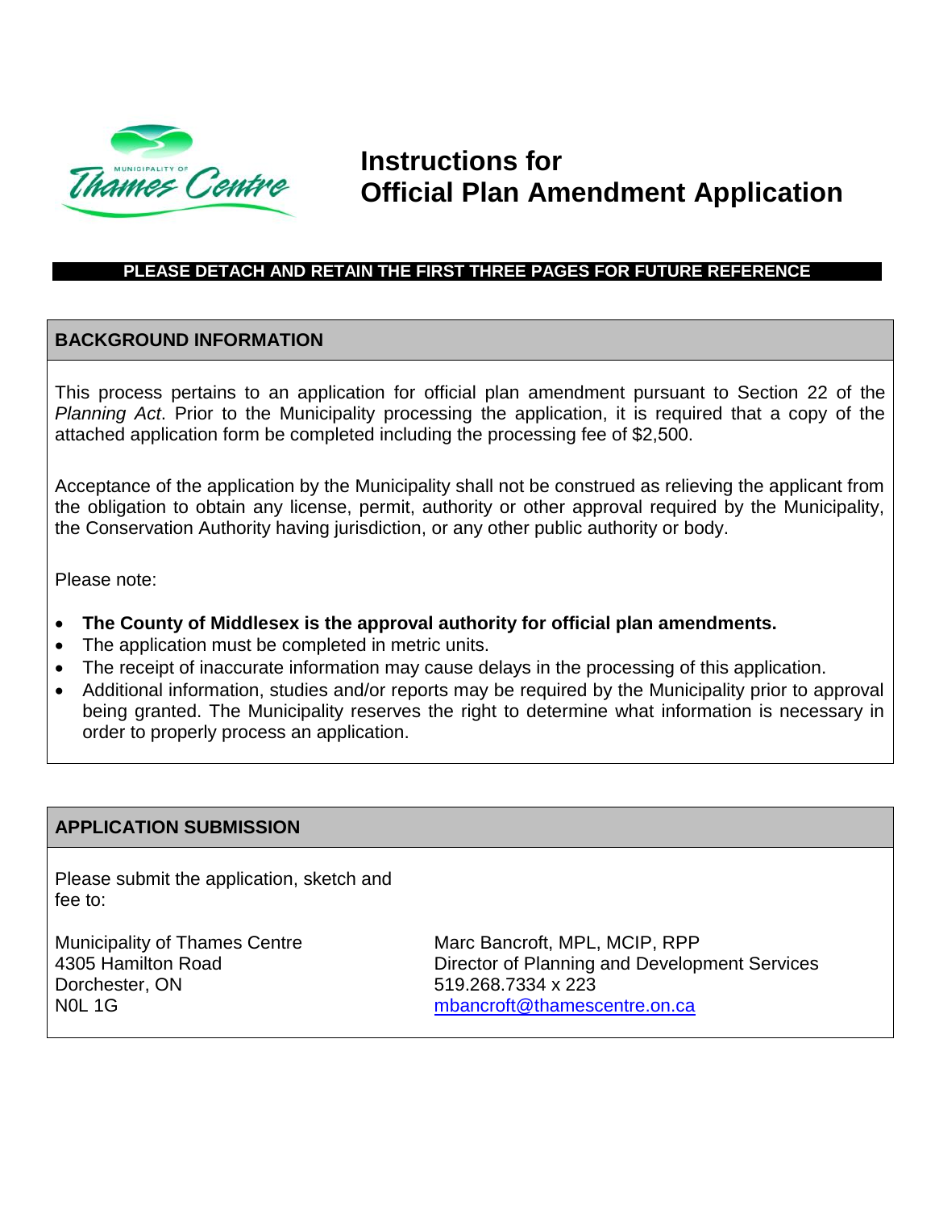# Instructions for Official Plan Amendment Application

**PLEASE DETACH AND RETAIN THE FIRST THREE PAGES FOR FUTURE REFERENCE**

## BACKGROUND INFORMATION

This process pertains to an application for official plan amendment pursuant to Section 22 of the *Planning Act*. Prior to the Municipality processing the application, it is required that a copy of the attached application form be completed including the processing fee of $2,500.

Acceptance of the application by the Municipality shall not be construed as relieving the applicant from the obligation to obtain any license, permit, authority or other approval required by the Municipality, the Conservation Authority having jurisdiction, or any other public authority or body.

Please note:

- **The County of Middlesex is the approval authority for official plan amendments.**
- The application must be completed in metric units.
- The receipt of inaccurate information may cause delays in the processing of this application.
- Additional information, studies and/or reports may be required by the Municipality prior to approval being granted. The Municipality reserves the right to determine what information is necessary in order to properly process an application.

## APPLICATION SUBMISSION

Please submit the application, sketch and fee to:

Municipality of Thames Centre
4305 Hamilton Road
Dorchester, ON
N0L 1G

Marc Bancroft, MPL, MCIP, RPP
Director of Planning and Development Services
519.268.7334 x 223
mbancroft@thamescentre.on.ca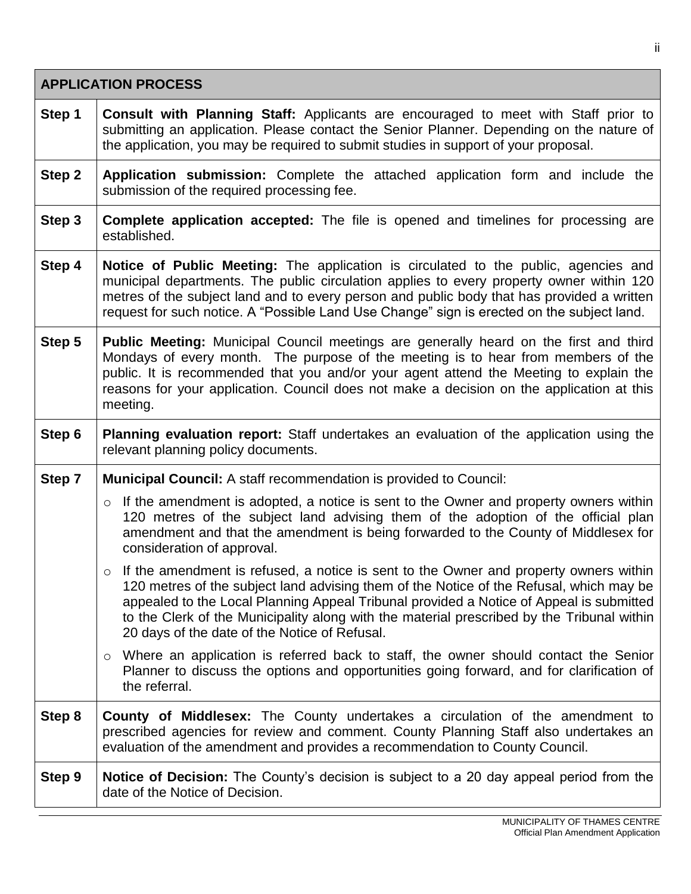| APPLICATION PROCESS | |
|---|---|
| **Step 1** | **Consult with Planning Staff:** Applicants are encouraged to meet with Staff prior to submitting an application. Please contact the Senior Planner. Depending on the nature of the application, you may be required to submit studies in support of your proposal. |
| **Step 2** | **Application submission:** Complete the attached application form and include the submission of the required processing fee. |
| **Step 3** | **Complete application accepted:** The file is opened and timelines for processing are established. |
| **Step 4** | **Notice of Public Meeting:** The application is circulated to the public, agencies and municipal departments. The public circulation applies to every property owner within 120 metres of the subject land and to every person and public body that has provided a written request for such notice. A “Possible Land Use Change” sign is erected on the subject land. |
| **Step 5** | **Public Meeting:** Municipal Council meetings are generally heard on the first and third Mondays of every month. The purpose of the meeting is to hear from members of the public. It is recommended that you and/or your agent attend the Meeting to explain the reasons for your application. Council does not make a decision on the application at this meeting. |
| **Step 6** | **Planning evaluation report:** Staff undertakes an evaluation of the application using the relevant planning policy documents. |
| **Step 7** | **Municipal Council:** A staff recommendation is provided to Council:<br>○ If the amendment is adopted, a notice is sent to the Owner and property owners within 120 metres of the subject land advising them of the adoption of the official plan amendment and that the amendment is being forwarded to the County of Middlesex for consideration of approval.<br>○ If the amendment is refused, a notice is sent to the Owner and property owners within 120 metres of the subject land advising them of the Notice of the Refusal, which may be appealed to the Local Planning Appeal Tribunal provided a Notice of Appeal is submitted to the Clerk of the Municipality along with the material prescribed by the Tribunal within 20 days of the date of the Notice of Refusal.<br>○ Where an application is referred back to staff, the owner should contact the Senior Planner to discuss the options and opportunities going forward, and for clarification of the referral. |
| **Step 8** | **County of Middlesex:** The County undertakes a circulation of the amendment to prescribed agencies for review and comment. County Planning Staff also undertakes an evaluation of the amendment and provides a recommendation to County Council. |
| **Step 9** | **Notice of Decision:** The County’s decision is subject to a 20 day appeal period from the date of the Notice of Decision. |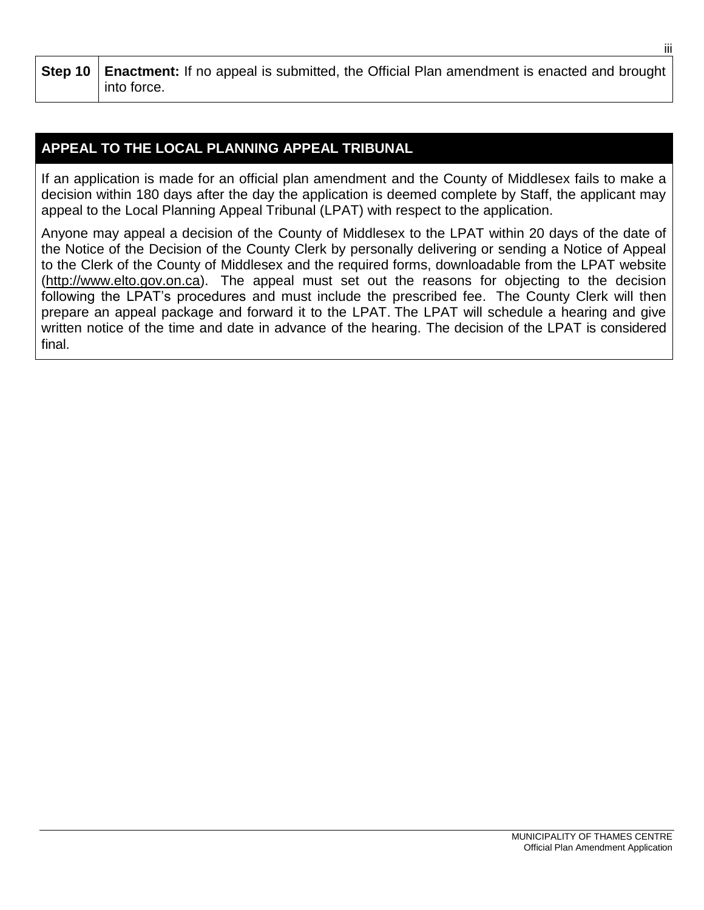| Step 10 | **Enactment:** If no appeal is submitted, the Official Plan amendment is enacted and brought into force. |
|---|---|

## APPEAL TO THE LOCAL PLANNING APPEAL TRIBUNAL

If an application is made for an official plan amendment and the County of Middlesex fails to make a decision within 180 days after the day the application is deemed complete by Staff, the applicant may appeal to the Local Planning Appeal Tribunal (LPAT) with respect to the application.

Anyone may appeal a decision of the County of Middlesex to the LPAT within 20 days of the date of the Notice of the Decision of the County Clerk by personally delivering or sending a Notice of Appeal to the Clerk of the County of Middlesex and the required forms, downloadable from the LPAT website (http://www.elto.gov.on.ca). The appeal must set out the reasons for objecting to the decision following the LPAT's procedures and must include the prescribed fee. The County Clerk will then prepare an appeal package and forward it to the LPAT. The LPAT will schedule a hearing and give written notice of the time and date in advance of the hearing. The decision of the LPAT is considered final.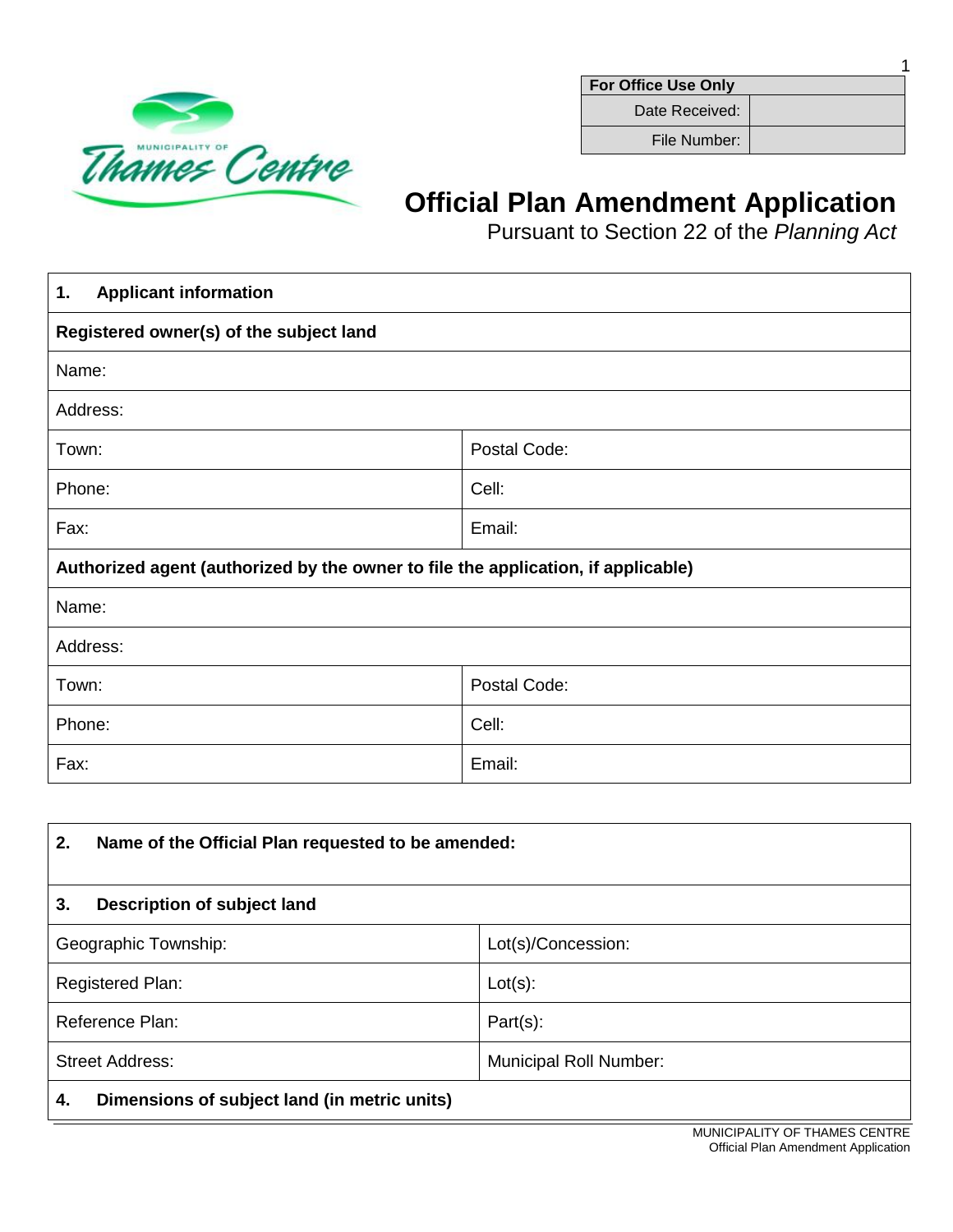| For Office Use Only | |
|---|---|
| Date Received: | |
| File Number: | |

# Official Plan Amendment Application

Pursuant to Section 22 of the *Planning Act*

| **1. Applicant information** | |
|---|---|
| **Registered owner(s) of the subject land** | |
| Name: | |
| Address: | |
| Town: | Postal Code: |
| Phone: | Cell: |
| Fax: | Email: |
| **Authorized agent (authorized by the owner to file the application, if applicable)** | |
| Name: | |
| Address: | |
| Town: | Postal Code: |
| Phone: | Cell: |
| Fax: | Email: |

| **2. Name of the Official Plan requested to be amended:** | |
|---|---|
| **3. Description of subject land** | |
| Geographic Township: | Lot(s)/Concession: |
| Registered Plan: | Lot(s): |
| Reference Plan: | Part(s): |
| Street Address: | Municipal Roll Number: |
| **4. Dimensions of subject land (in metric units)** | |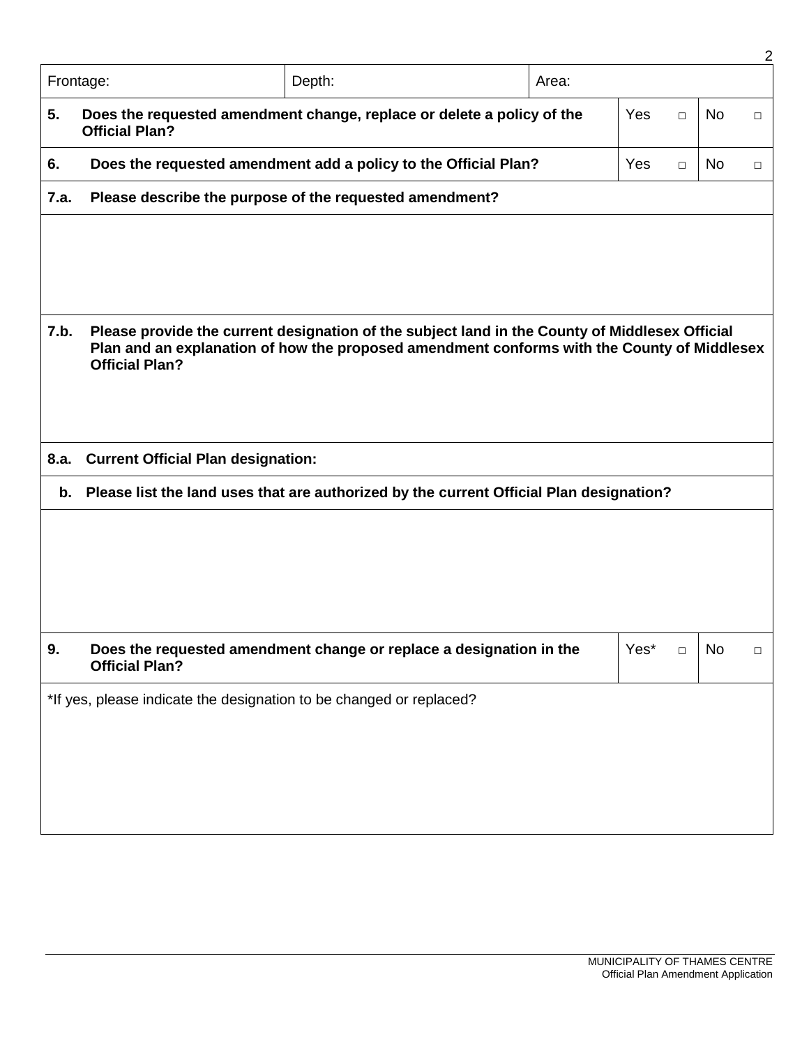| Frontage: | Depth: | Area: |
|---|---|---|

| | | | |
|---|---|---|---|
| **5.** | **Does the requested amendment change, replace or delete a policy of the Official Plan?** | Yes □ | No □ |
| **6.** | **Does the requested amendment add a policy to the Official Plan?** | Yes □ | No □ |

**7.a. Please describe the purpose of the requested amendment?**

**7.b. Please provide the current designation of the subject land in the County of Middlesex Official Plan and an explanation of how the proposed amendment conforms with the County of Middlesex Official Plan?**

**8.a. Current Official Plan designation:**

**b. Please list the land uses that are authorized by the current Official Plan designation?**

| | | | |
|---|---|---|---|
| **9.** | **Does the requested amendment change or replace a designation in the Official Plan?** | Yes* □ | No □ |

*If yes, please indicate the designation to be changed or replaced?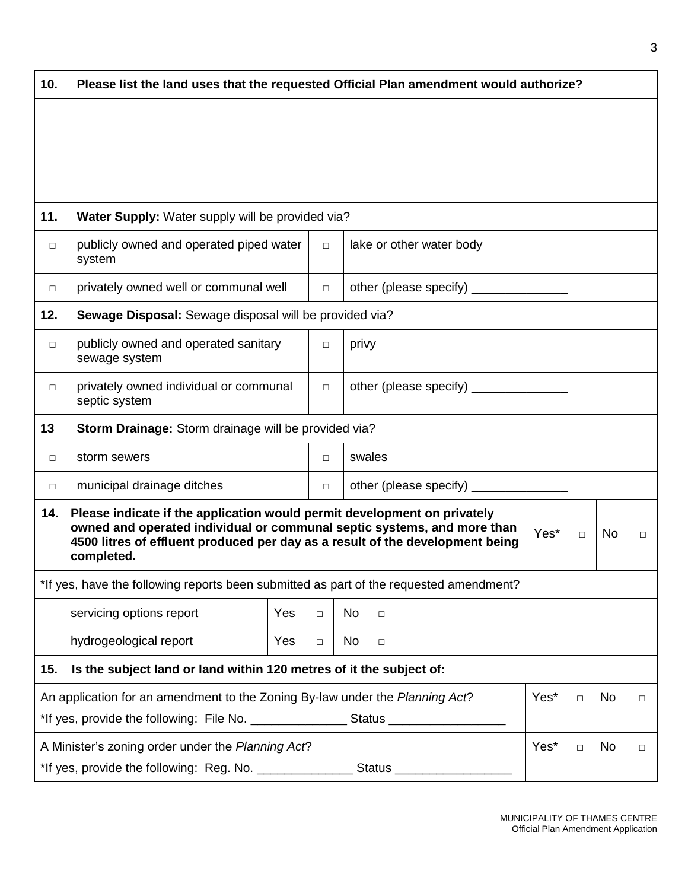| 10. | Please list the land uses that the requested Official Plan amendment would authorize? | | |
|---|---|---|---|
| | | | |

| 11. | **Water Supply:** Water supply will be provided via? | | |
|---|---|---|---|
| □ | publicly owned and operated piped water system | □ | lake or other water body |
| □ | privately owned well or communal well | □ | other (please specify) ______________ |

| 12. | **Sewage Disposal:** Sewage disposal will be provided via? | | |
|---|---|---|---|
| □ | publicly owned and operated sanitary sewage system | □ | privy |
| □ | privately owned individual or communal septic system | □ | other (please specify) ______________ |

| 13 | **Storm Drainage:** Storm drainage will be provided via? | | |
|---|---|---|---|
| □ | storm sewers | □ | swales |
| □ | municipal drainage ditches | □ | other (please specify) ______________ |

| **14. Please indicate if the application would permit development on privately owned and operated individual or communal septic systems, and more than 4500 litres of effluent produced per day as a result of the development being completed.** | Yes* □ | No □ |
|---|---|---|

*If yes, have the following reports been submitted as part of the requested amendment?

| Report | Yes | No |
|---|---|---|
| servicing options report | Yes □ | No □ |
| hydrogeological report | Yes □ | No □ |

| **15. Is the subject land or land within 120 metres of it the subject of:** | | |
|---|---|---|
| An application for an amendment to the Zoning By-law under the *Planning Act*?<br>*If yes, provide the following: File No. ______________ Status _________________ | Yes* □ | No □ |
| A Minister's zoning order under the *Planning Act*?<br>*If yes, provide the following: Reg. No. ______________ Status _________________ | Yes* □ | No □ |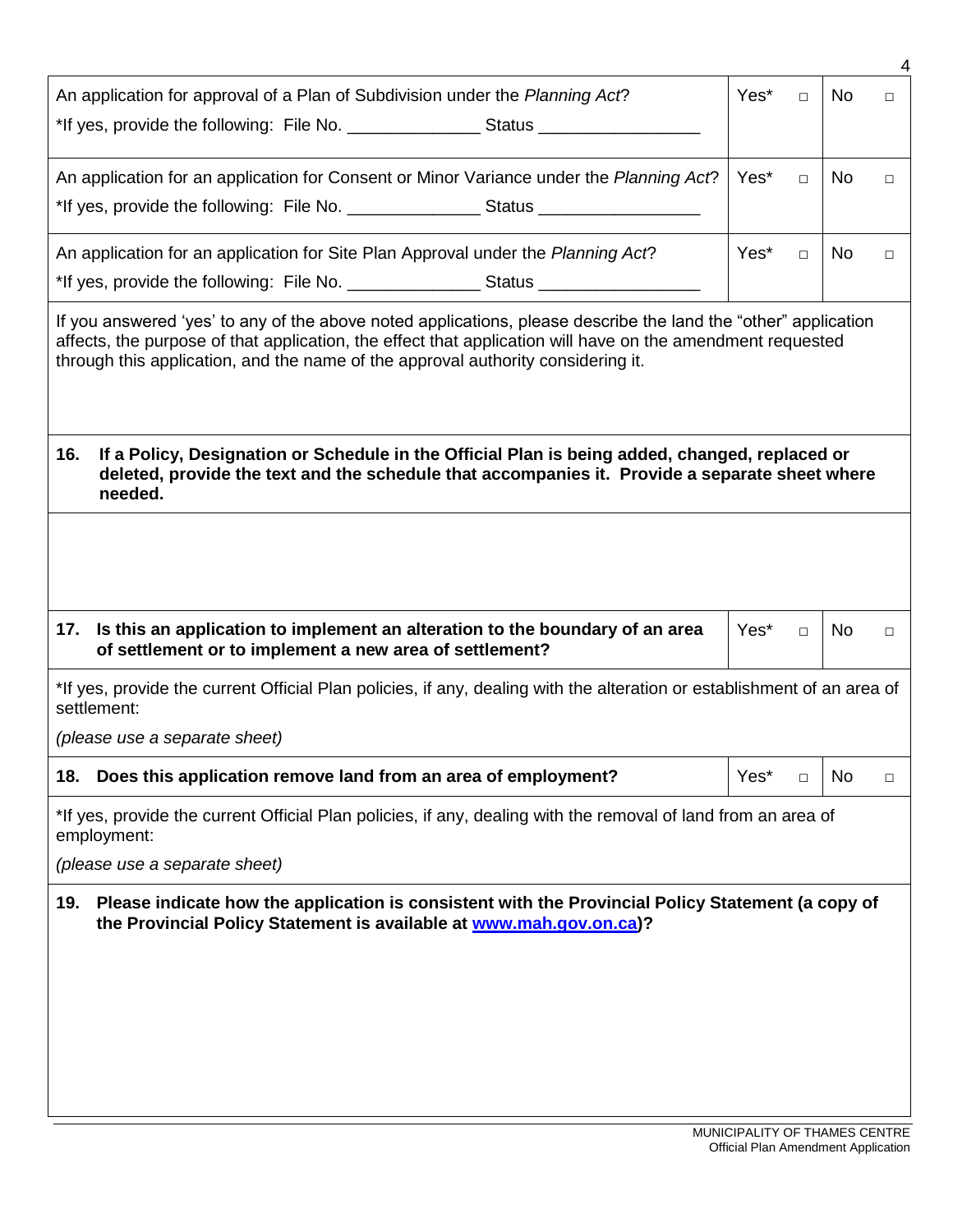| | | |
|---|---|---|
| An application for approval of a Plan of Subdivision under the *Planning Act*?<br>*If yes, provide the following: File No. ______________ Status _________________ | Yes* □ | No □ |
| An application for an application for Consent or Minor Variance under the *Planning Act*?<br>*If yes, provide the following: File No. ______________ Status _________________ | Yes* □ | No □ |
| An application for an application for Site Plan Approval under the *Planning Act*?<br>*If yes, provide the following: File No. ______________ Status _________________ | Yes* □ | No □ |

If you answered 'yes' to any of the above noted applications, please describe the land the "other" application affects, the purpose of that application, the effect that application will have on the amendment requested through this application, and the name of the approval authority considering it.

**16. If a Policy, Designation or Schedule in the Official Plan is being added, changed, replaced or deleted, provide the text and the schedule that accompanies it. Provide a separate sheet where needed.**

| | | |
|---|---|---|
| **17. Is this an application to implement an alteration to the boundary of an area of settlement or to implement a new area of settlement?** | Yes* □ | No □ |

*If yes, provide the current Official Plan policies, if any, dealing with the alteration or establishment of an area of settlement:

*(please use a separate sheet)*

| | | |
|---|---|---|
| **18. Does this application remove land from an area of employment?** | Yes* □ | No □ |

*If yes, provide the current Official Plan policies, if any, dealing with the removal of land from an area of employment:

*(please use a separate sheet)*

**19. Please indicate how the application is consistent with the Provincial Policy Statement (a copy of the Provincial Policy Statement is available at [www.mah.gov.on.ca](http://www.mah.gov.on.ca))?**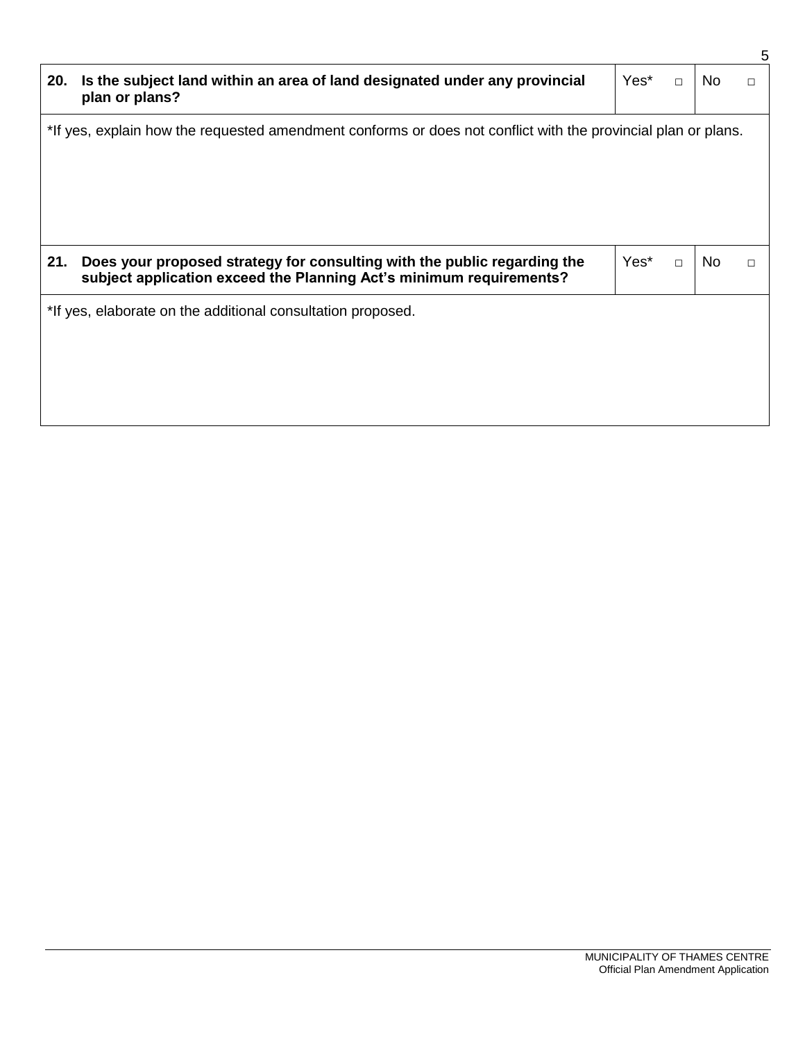| **20. Is the subject land within an area of land designated under any provincial plan or plans?** | Yes* □ | No □ |
|---|---|---|

*If yes, explain how the requested amendment conforms or does not conflict with the provincial plan or plans.

| **21. Does your proposed strategy for consulting with the public regarding the subject application exceed the Planning Act's minimum requirements?** | Yes* □ | No □ |
|---|---|---|

*If yes, elaborate on the additional consultation proposed.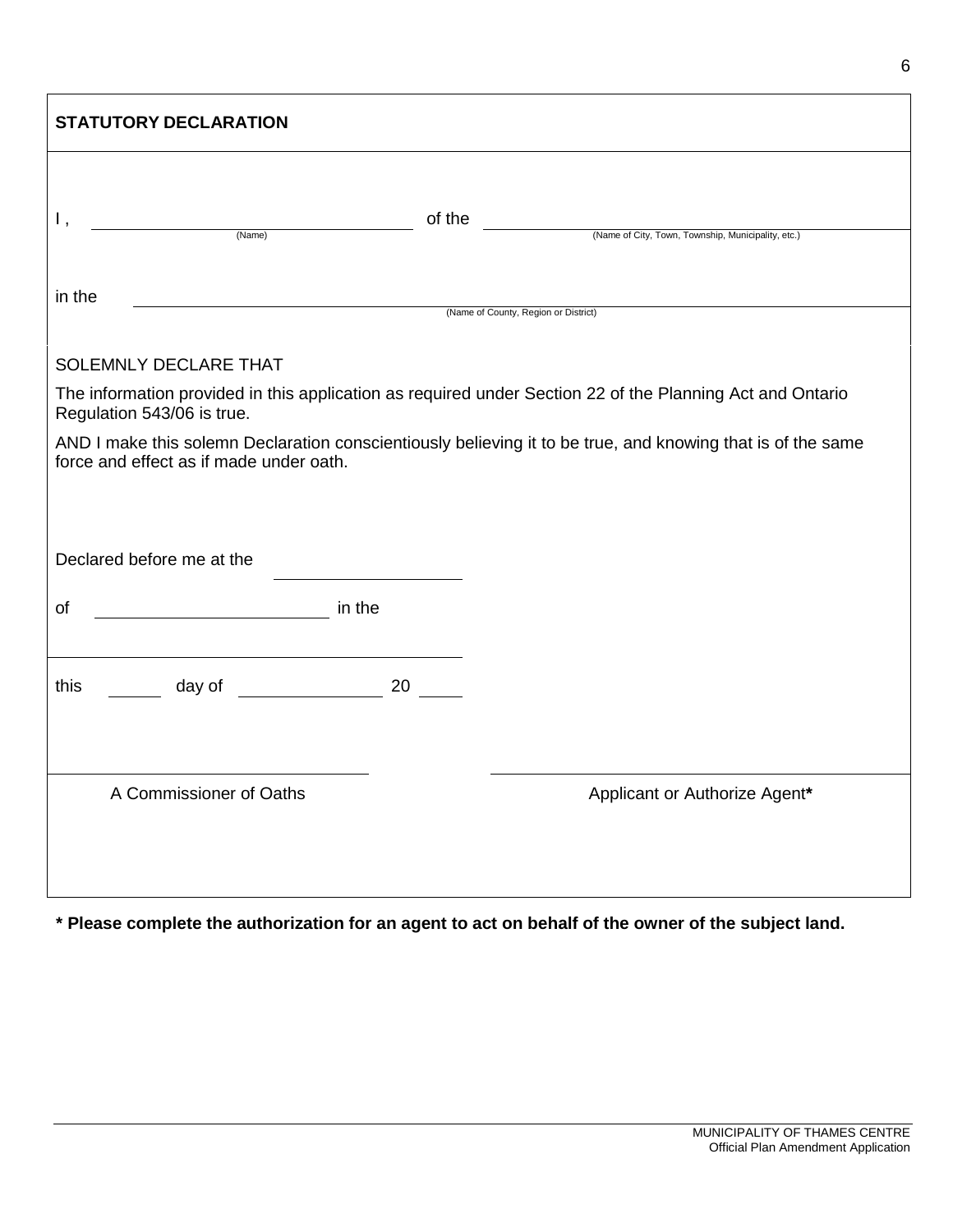## STATUTORY DECLARATION

I, ______________________ of the ______________________
(Name) (Name of City, Town, Township, Municipality, etc.)

in the ______________________
(Name of County, Region or District)

SOLEMNLY DECLARE THAT

The information provided in this application as required under Section 22 of the Planning Act and Ontario Regulation 543/06 is true.

AND I make this solemn Declaration conscientiously believing it to be true, and knowing that is of the same force and effect as if made under oath.

Declared before me at the ______________________

of ______________________ in the

______________________

this ______ day of ______________ 20 ______

______________________
A Commissioner of Oaths

______________________
Applicant or Authorize Agent*

**\* Please complete the authorization for an agent to act on behalf of the owner of the subject land.**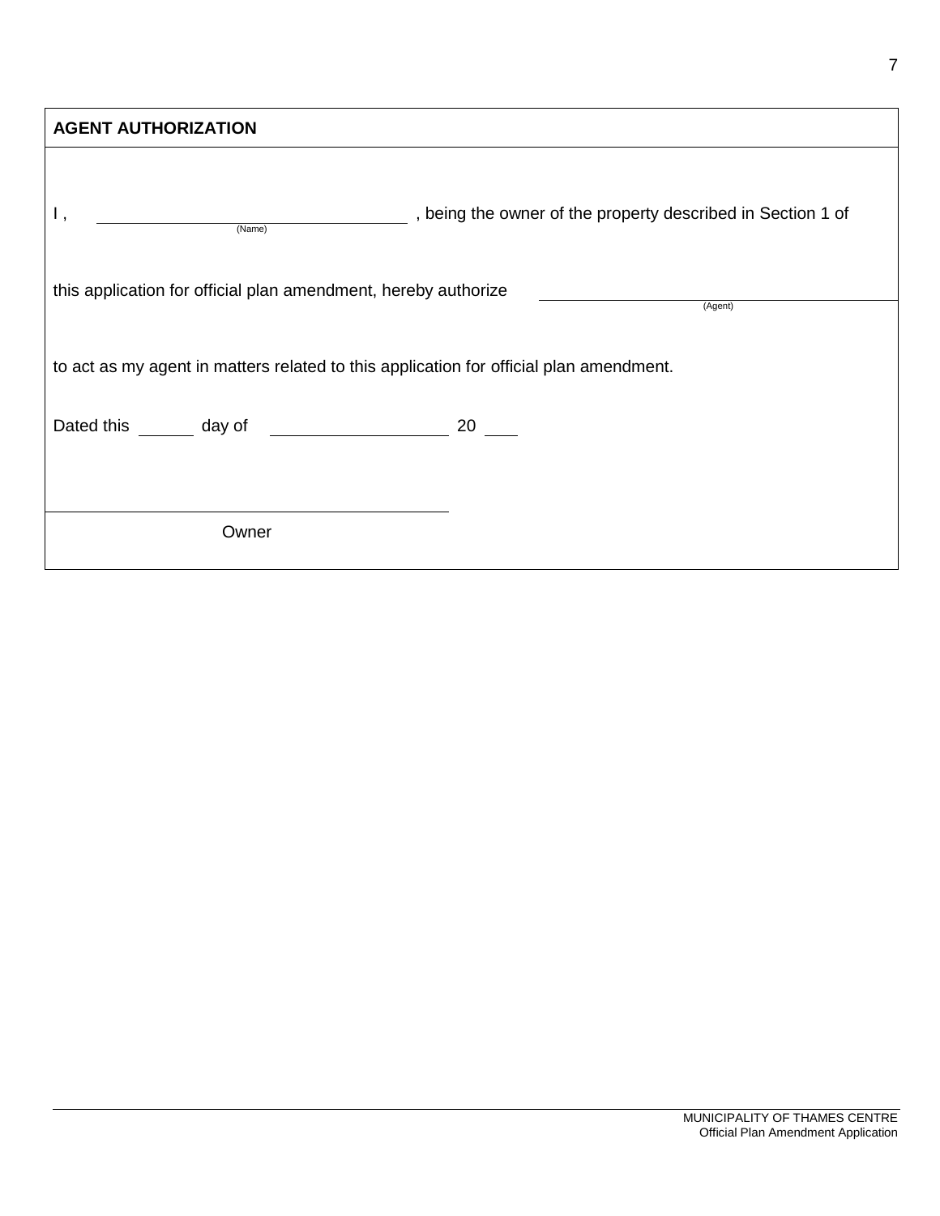## AGENT AUTHORIZATION

I , \_\_\_\_\_\_\_\_\_\_\_\_\_\_\_\_\_\_\_\_\_\_\_\_\_\_\_\_\_\_ (Name) , being the owner of the property described in Section 1 of

this application for official plan amendment, hereby authorize \_\_\_\_\_\_\_\_\_\_\_\_\_\_\_\_\_\_\_\_\_\_\_\_\_\_\_\_\_\_ (Agent)

to act as my agent in matters related to this application for official plan amendment.

Dated this \_\_\_\_\_\_ day of \_\_\_\_\_\_\_\_\_\_\_\_\_\_\_\_\_\_ 20 \_\_\_

\_\_\_\_\_\_\_\_\_\_\_\_\_\_\_\_\_\_\_\_\_\_\_\_\_\_\_\_\_\_\_\_\_\_\_\_\_\_

Owner